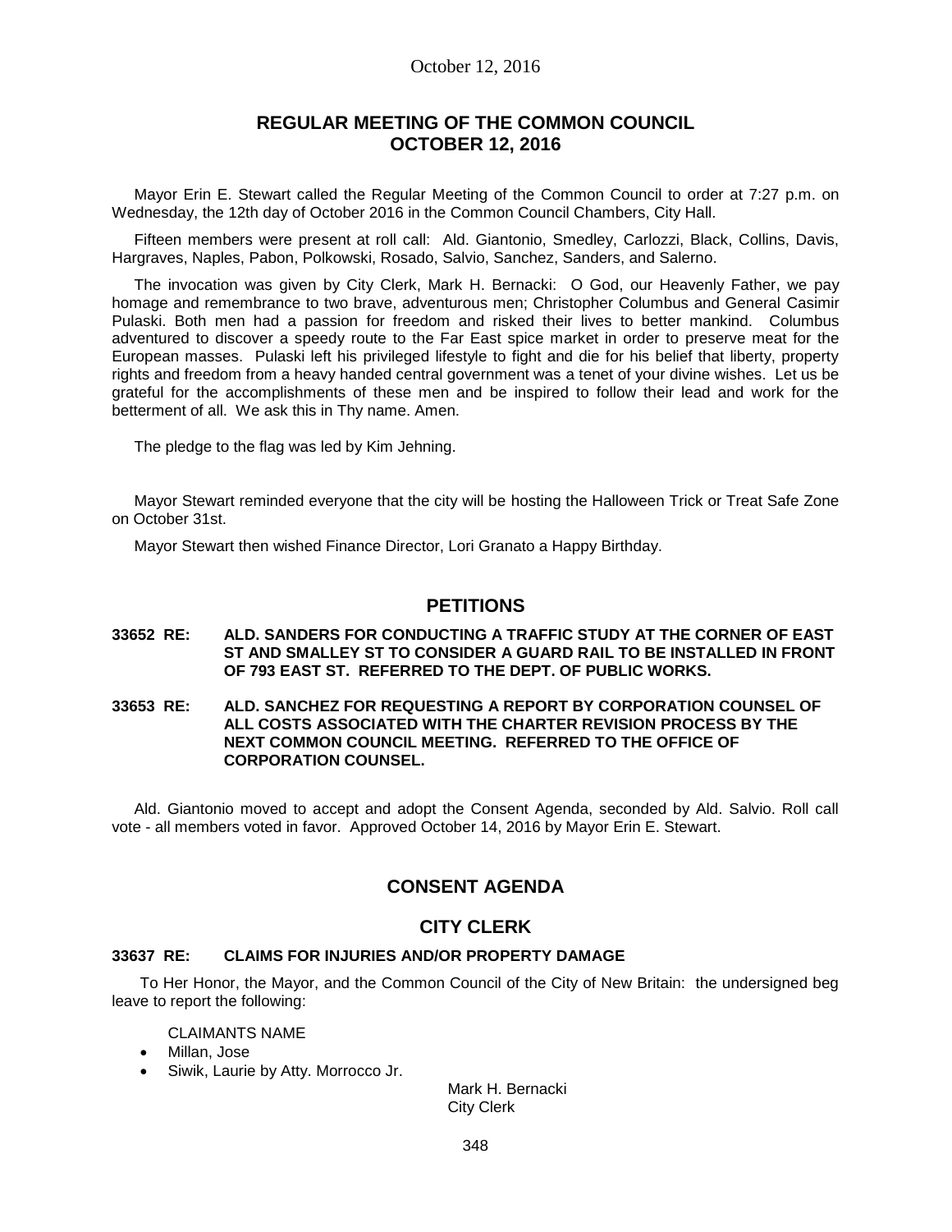# REGULAR MEETING OF THE COMMON COUNCIL OCTOBER 12, 2016

Mayor Erin E. Stewart called the Regular Meeting of the Common Council to order at 7:27 p.m. on Wednesday, the 12th day of October 2016 in the Common Council Chambers, City Hall.

Fifteen members were present at roll call: Ald. Giantonio, Smedley, Carlozzi, Black, Collins, Davis, Hargraves, Naples, Pabon, Polkowski, Rosado, Salvio, Sanchez, Sanders, and Salerno.

The invocation was given by City Clerk, Mark H. Bernacki: O God, our Heavenly Father, we pay homage and remembrance to two brave, adventurous men; Christopher Columbus and General Casimir Pulaski. Both men had a passion for freedom and risked their lives to better mankind. Columbus adventured to discover a speedy route to the Far East spice market in order to preserve meat for the European masses. Pulaski left his privileged lifestyle to fight and die for his belief that liberty, property rights and freedom from a heavy handed central government was a tenet of your divine wishes. Let us be grateful for the accomplishments of these men and be inspired to follow their lead and work for the betterment of all. We ask this in Thy name. Amen.

The pledge to the flag was led by Kim Jehning.

Mayor Stewart reminded everyone that the city will be hosting the Halloween Trick or Treat Safe Zone on October 31st.

Mayor Stewart then wished Finance Director, Lori Granato a Happy Birthday.

## PETITIONS

**33652 RE: ALD. SANDERS FOR CONDUCTING A TRAFFIC STUDY AT THE CORNER OF EAST ST AND SMALLEY ST TO CONSIDER A GUARD RAIL TO BE INSTALLED IN FRONT OF 793 EAST ST. REFERRED TO THE DEPT. OF PUBLIC WORKS.**

**33653 RE: ALD. SANCHEZ FOR REQUESTING A REPORT BY CORPORATION COUNSEL OF ALL COSTS ASSOCIATED WITH THE CHARTER REVISION PROCESS BY THE NEXT COMMON COUNCIL MEETING. REFERRED TO THE OFFICE OF CORPORATION COUNSEL.**

Ald. Giantonio moved to accept and adopt the Consent Agenda, seconded by Ald. Salvio. Roll call vote - all members voted in favor. Approved October 14, 2016 by Mayor Erin E. Stewart.

## CONSENT AGENDA

## CITY CLERK

**33637 RE: CLAIMS FOR INJURIES AND/OR PROPERTY DAMAGE**

To Her Honor, the Mayor, and the Common Council of the City of New Britain: the undersigned beg leave to report the following:

CLAIMANTS NAME

- Millan, Jose
- Siwik, Laurie by Atty. Morrocco Jr.

Mark H. Bernacki
City Clerk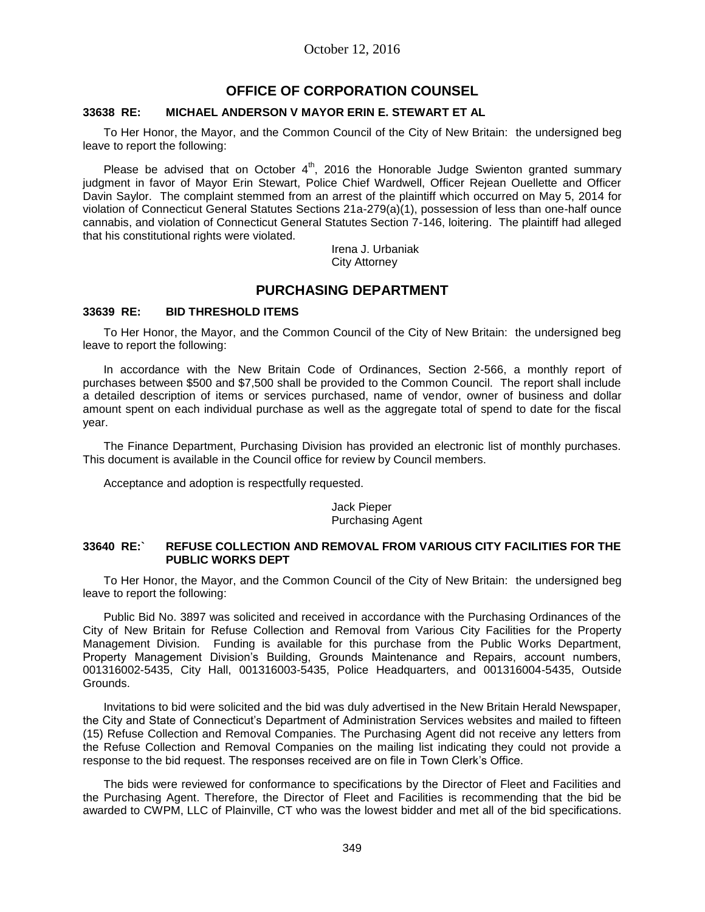October 12, 2016

## OFFICE OF CORPORATION COUNSEL

### 33638 RE: MICHAEL ANDERSON V MAYOR ERIN E. STEWART ET AL

To Her Honor, the Mayor, and the Common Council of the City of New Britain: the undersigned beg leave to report the following:

Please be advised that on October 4th, 2016 the Honorable Judge Swienton granted summary judgment in favor of Mayor Erin Stewart, Police Chief Wardwell, Officer Rejean Ouellette and Officer Davin Saylor. The complaint stemmed from an arrest of the plaintiff which occurred on May 5, 2014 for violation of Connecticut General Statutes Sections 21a-279(a)(1), possession of less than one-half ounce cannabis, and violation of Connecticut General Statutes Section 7-146, loitering. The plaintiff had alleged that his constitutional rights were violated.

Irena J. Urbaniak
City Attorney

## PURCHASING DEPARTMENT

### 33639 RE: BID THRESHOLD ITEMS

To Her Honor, the Mayor, and the Common Council of the City of New Britain: the undersigned beg leave to report the following:

In accordance with the New Britain Code of Ordinances, Section 2-566, a monthly report of purchases between $500 and $7,500 shall be provided to the Common Council. The report shall include a detailed description of items or services purchased, name of vendor, owner of business and dollar amount spent on each individual purchase as well as the aggregate total of spend to date for the fiscal year.

The Finance Department, Purchasing Division has provided an electronic list of monthly purchases. This document is available in the Council office for review by Council members.

Acceptance and adoption is respectfully requested.

Jack Pieper
Purchasing Agent

### 33640 RE:` REFUSE COLLECTION AND REMOVAL FROM VARIOUS CITY FACILITIES FOR THE PUBLIC WORKS DEPT

To Her Honor, the Mayor, and the Common Council of the City of New Britain: the undersigned beg leave to report the following:

Public Bid No. 3897 was solicited and received in accordance with the Purchasing Ordinances of the City of New Britain for Refuse Collection and Removal from Various City Facilities for the Property Management Division. Funding is available for this purchase from the Public Works Department, Property Management Division's Building, Grounds Maintenance and Repairs, account numbers, 001316002-5435, City Hall, 001316003-5435, Police Headquarters, and 001316004-5435, Outside Grounds.

Invitations to bid were solicited and the bid was duly advertised in the New Britain Herald Newspaper, the City and State of Connecticut's Department of Administration Services websites and mailed to fifteen (15) Refuse Collection and Removal Companies. The Purchasing Agent did not receive any letters from the Refuse Collection and Removal Companies on the mailing list indicating they could not provide a response to the bid request. The responses received are on file in Town Clerk's Office.

The bids were reviewed for conformance to specifications by the Director of Fleet and Facilities and the Purchasing Agent. Therefore, the Director of Fleet and Facilities is recommending that the bid be awarded to CWPM, LLC of Plainville, CT who was the lowest bidder and met all of the bid specifications.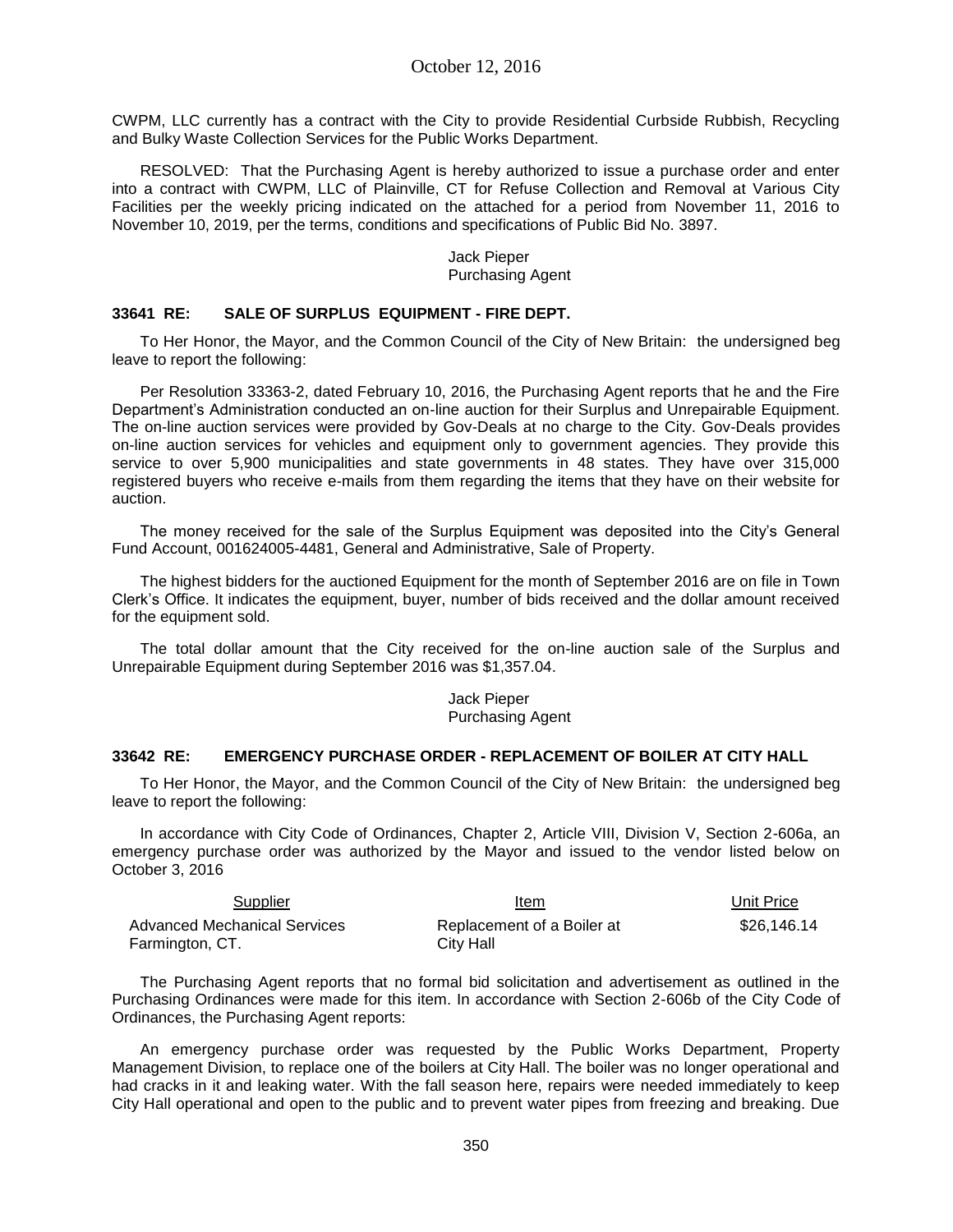CWPM, LLC currently has a contract with the City to provide Residential Curbside Rubbish, Recycling and Bulky Waste Collection Services for the Public Works Department.

RESOLVED: That the Purchasing Agent is hereby authorized to issue a purchase order and enter into a contract with CWPM, LLC of Plainville, CT for Refuse Collection and Removal at Various City Facilities per the weekly pricing indicated on the attached for a period from November 11, 2016 to November 10, 2019, per the terms, conditions and specifications of Public Bid No. 3897.

Jack Pieper
Purchasing Agent

### 33641 RE: SALE OF SURPLUS EQUIPMENT - FIRE DEPT.

To Her Honor, the Mayor, and the Common Council of the City of New Britain: the undersigned beg leave to report the following:

Per Resolution 33363-2, dated February 10, 2016, the Purchasing Agent reports that he and the Fire Department's Administration conducted an on-line auction for their Surplus and Unrepairable Equipment. The on-line auction services were provided by Gov-Deals at no charge to the City. Gov-Deals provides on-line auction services for vehicles and equipment only to government agencies. They provide this service to over 5,900 municipalities and state governments in 48 states. They have over 315,000 registered buyers who receive e-mails from them regarding the items that they have on their website for auction.

The money received for the sale of the Surplus Equipment was deposited into the City's General Fund Account, 001624005-4481, General and Administrative, Sale of Property.

The highest bidders for the auctioned Equipment for the month of September 2016 are on file in Town Clerk's Office. It indicates the equipment, buyer, number of bids received and the dollar amount received for the equipment sold.

The total dollar amount that the City received for the on-line auction sale of the Surplus and Unrepairable Equipment during September 2016 was $1,357.04.

Jack Pieper
Purchasing Agent

### 33642 RE: EMERGENCY PURCHASE ORDER - REPLACEMENT OF BOILER AT CITY HALL

To Her Honor, the Mayor, and the Common Council of the City of New Britain: the undersigned beg leave to report the following:

In accordance with City Code of Ordinances, Chapter 2, Article VIII, Division V, Section 2-606a, an emergency purchase order was authorized by the Mayor and issued to the vendor listed below on October 3, 2016

| Supplier | Item | Unit Price |
|---|---|---|
| Advanced Mechanical Services Farmington, CT. | Replacement of a Boiler at City Hall | $26,146.14 |

The Purchasing Agent reports that no formal bid solicitation and advertisement as outlined in the Purchasing Ordinances were made for this item. In accordance with Section 2-606b of the City Code of Ordinances, the Purchasing Agent reports:

An emergency purchase order was requested by the Public Works Department, Property Management Division, to replace one of the boilers at City Hall. The boiler was no longer operational and had cracks in it and leaking water. With the fall season here, repairs were needed immediately to keep City Hall operational and open to the public and to prevent water pipes from freezing and breaking. Due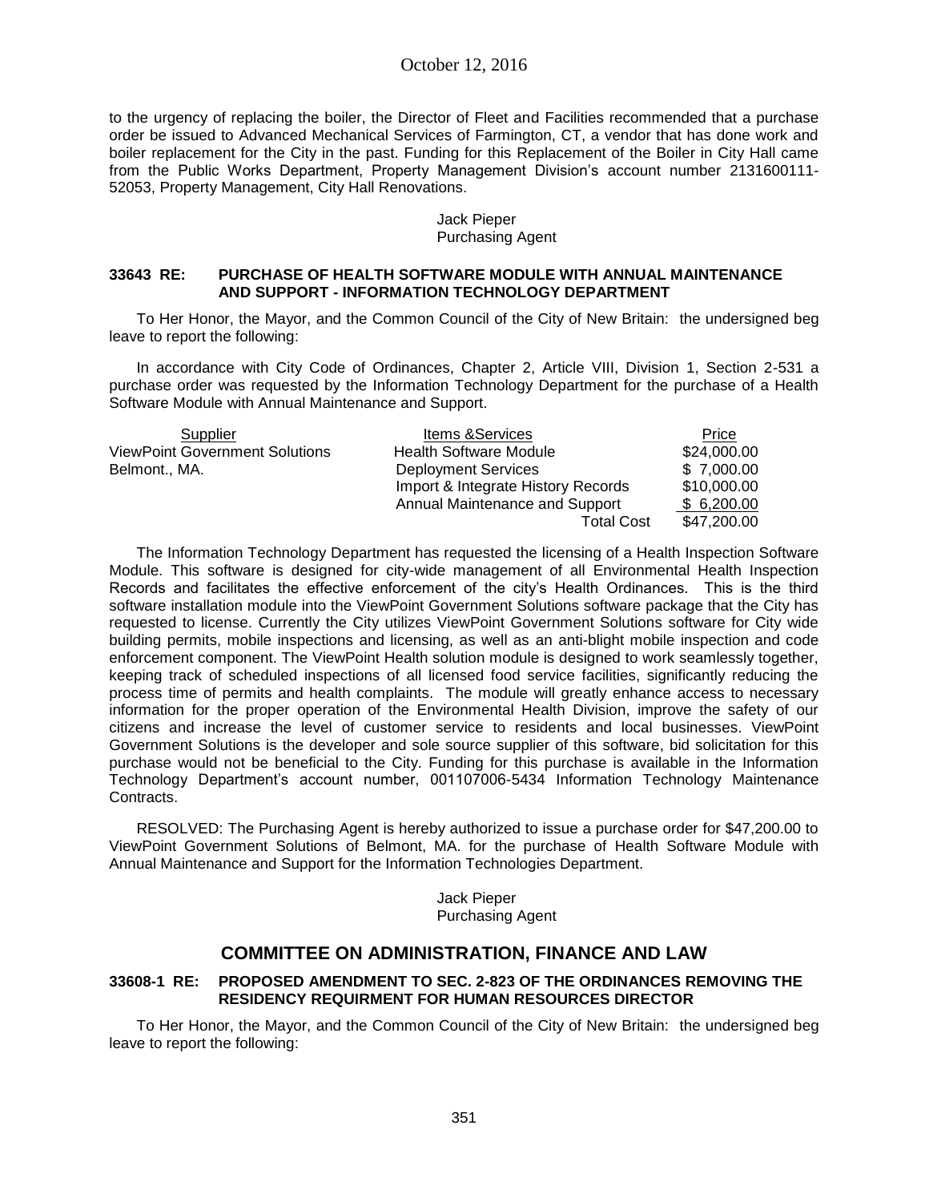to the urgency of replacing the boiler, the Director of Fleet and Facilities recommended that a purchase order be issued to Advanced Mechanical Services of Farmington, CT, a vendor that has done work and boiler replacement for the City in the past. Funding for this Replacement of the Boiler in City Hall came from the Public Works Department, Property Management Division's account number 2131600111-52053, Property Management, City Hall Renovations.

Jack Pieper
Purchasing Agent

**33643 RE: PURCHASE OF HEALTH SOFTWARE MODULE WITH ANNUAL MAINTENANCE AND SUPPORT - INFORMATION TECHNOLOGY DEPARTMENT**

To Her Honor, the Mayor, and the Common Council of the City of New Britain: the undersigned beg leave to report the following:

In accordance with City Code of Ordinances, Chapter 2, Article VIII, Division 1, Section 2-531 a purchase order was requested by the Information Technology Department for the purchase of a Health Software Module with Annual Maintenance and Support.

| Supplier | Items &Services | Price |
|---|---|---|
| ViewPoint Government Solutions | Health Software Module | \$24,000.00 |
| Belmont., MA. | Deployment Services | \$ 7,000.00 |
| | Import & Integrate History Records | \$10,000.00 |
| | Annual Maintenance and Support | \$ 6,200.00 |
| | Total Cost | \$47,200.00 |

The Information Technology Department has requested the licensing of a Health Inspection Software Module. This software is designed for city-wide management of all Environmental Health Inspection Records and facilitates the effective enforcement of the city's Health Ordinances. This is the third software installation module into the ViewPoint Government Solutions software package that the City has requested to license. Currently the City utilizes ViewPoint Government Solutions software for City wide building permits, mobile inspections and licensing, as well as an anti-blight mobile inspection and code enforcement component. The ViewPoint Health solution module is designed to work seamlessly together, keeping track of scheduled inspections of all licensed food service facilities, significantly reducing the process time of permits and health complaints. The module will greatly enhance access to necessary information for the proper operation of the Environmental Health Division, improve the safety of our citizens and increase the level of customer service to residents and local businesses. ViewPoint Government Solutions is the developer and sole source supplier of this software, bid solicitation for this purchase would not be beneficial to the City. Funding for this purchase is available in the Information Technology Department's account number, 001107006-5434 Information Technology Maintenance Contracts.

RESOLVED: The Purchasing Agent is hereby authorized to issue a purchase order for \$47,200.00 to ViewPoint Government Solutions of Belmont, MA. for the purchase of Health Software Module with Annual Maintenance and Support for the Information Technologies Department.

Jack Pieper
Purchasing Agent

## COMMITTEE ON ADMINISTRATION, FINANCE AND LAW

**33608-1 RE: PROPOSED AMENDMENT TO SEC. 2-823 OF THE ORDINANCES REMOVING THE RESIDENCY REQUIRMENT FOR HUMAN RESOURCES DIRECTOR**

To Her Honor, the Mayor, and the Common Council of the City of New Britain: the undersigned beg leave to report the following: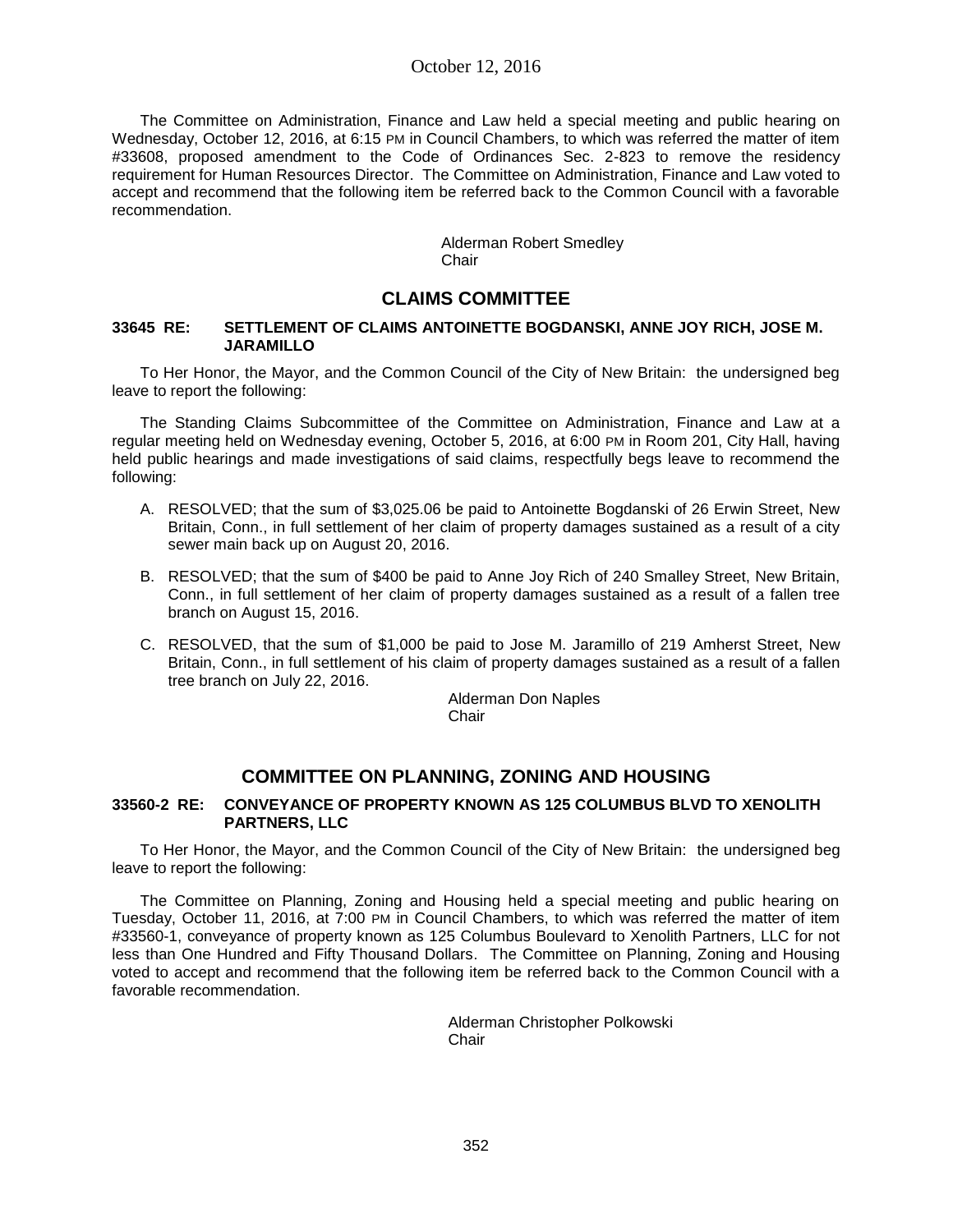The Committee on Administration, Finance and Law held a special meeting and public hearing on Wednesday, October 12, 2016, at 6:15 PM in Council Chambers, to which was referred the matter of item #33608, proposed amendment to the Code of Ordinances Sec. 2-823 to remove the residency requirement for Human Resources Director. The Committee on Administration, Finance and Law voted to accept and recommend that the following item be referred back to the Common Council with a favorable recommendation.

Alderman Robert Smedley
Chair

## CLAIMS COMMITTEE

**33645 RE: SETTLEMENT OF CLAIMS ANTOINETTE BOGDANSKI, ANNE JOY RICH, JOSE M. JARAMILLO**

To Her Honor, the Mayor, and the Common Council of the City of New Britain: the undersigned beg leave to report the following:

The Standing Claims Subcommittee of the Committee on Administration, Finance and Law at a regular meeting held on Wednesday evening, October 5, 2016, at 6:00 PM in Room 201, City Hall, having held public hearings and made investigations of said claims, respectfully begs leave to recommend the following:

A. RESOLVED; that the sum of $3,025.06 be paid to Antoinette Bogdanski of 26 Erwin Street, New Britain, Conn., in full settlement of her claim of property damages sustained as a result of a city sewer main back up on August 20, 2016.

B. RESOLVED; that the sum of $400 be paid to Anne Joy Rich of 240 Smalley Street, New Britain, Conn., in full settlement of her claim of property damages sustained as a result of a fallen tree branch on August 15, 2016.

C. RESOLVED, that the sum of $1,000 be paid to Jose M. Jaramillo of 219 Amherst Street, New Britain, Conn., in full settlement of his claim of property damages sustained as a result of a fallen tree branch on July 22, 2016.

Alderman Don Naples
Chair

## COMMITTEE ON PLANNING, ZONING AND HOUSING

**33560-2 RE: CONVEYANCE OF PROPERTY KNOWN AS 125 COLUMBUS BLVD TO XENOLITH PARTNERS, LLC**

To Her Honor, the Mayor, and the Common Council of the City of New Britain: the undersigned beg leave to report the following:

The Committee on Planning, Zoning and Housing held a special meeting and public hearing on Tuesday, October 11, 2016, at 7:00 PM in Council Chambers, to which was referred the matter of item #33560-1, conveyance of property known as 125 Columbus Boulevard to Xenolith Partners, LLC for not less than One Hundred and Fifty Thousand Dollars. The Committee on Planning, Zoning and Housing voted to accept and recommend that the following item be referred back to the Common Council with a favorable recommendation.

Alderman Christopher Polkowski
Chair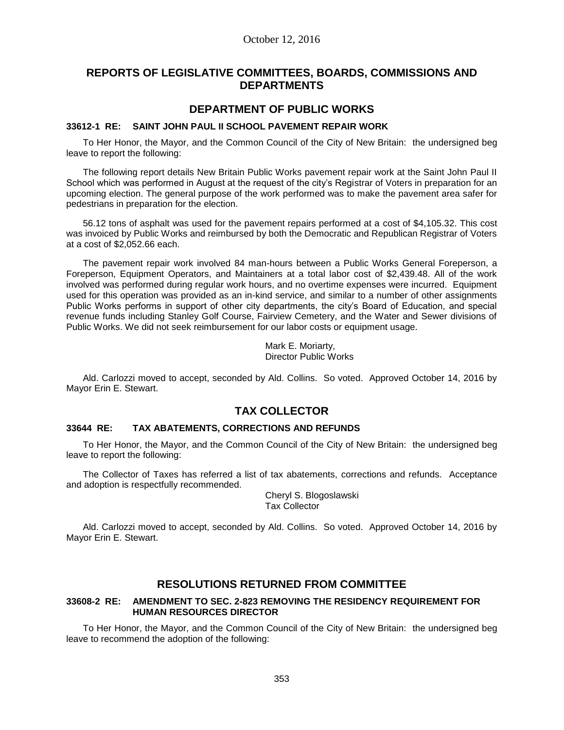## REPORTS OF LEGISLATIVE COMMITTEES, BOARDS, COMMISSIONS AND DEPARTMENTS

## DEPARTMENT OF PUBLIC WORKS

### 33612-1 RE: SAINT JOHN PAUL II SCHOOL PAVEMENT REPAIR WORK

To Her Honor, the Mayor, and the Common Council of the City of New Britain: the undersigned beg leave to report the following:

The following report details New Britain Public Works pavement repair work at the Saint John Paul II School which was performed in August at the request of the city's Registrar of Voters in preparation for an upcoming election. The general purpose of the work performed was to make the pavement area safer for pedestrians in preparation for the election.

56.12 tons of asphalt was used for the pavement repairs performed at a cost of $4,105.32. This cost was invoiced by Public Works and reimbursed by both the Democratic and Republican Registrar of Voters at a cost of $2,052.66 each.

The pavement repair work involved 84 man-hours between a Public Works General Foreperson, a Foreperson, Equipment Operators, and Maintainers at a total labor cost of $2,439.48. All of the work involved was performed during regular work hours, and no overtime expenses were incurred. Equipment used for this operation was provided as an in-kind service, and similar to a number of other assignments Public Works performs in support of other city departments, the city's Board of Education, and special revenue funds including Stanley Golf Course, Fairview Cemetery, and the Water and Sewer divisions of Public Works. We did not seek reimbursement for our labor costs or equipment usage.

Mark E. Moriarty,
Director Public Works

Ald. Carlozzi moved to accept, seconded by Ald. Collins. So voted. Approved October 14, 2016 by Mayor Erin E. Stewart.

## TAX COLLECTOR

### 33644 RE: TAX ABATEMENTS, CORRECTIONS AND REFUNDS

To Her Honor, the Mayor, and the Common Council of the City of New Britain: the undersigned beg leave to report the following:

The Collector of Taxes has referred a list of tax abatements, corrections and refunds. Acceptance and adoption is respectfully recommended.

Cheryl S. Blogoslawski
Tax Collector

Ald. Carlozzi moved to accept, seconded by Ald. Collins. So voted. Approved October 14, 2016 by Mayor Erin E. Stewart.

## RESOLUTIONS RETURNED FROM COMMITTEE

### 33608-2 RE: AMENDMENT TO SEC. 2-823 REMOVING THE RESIDENCY REQUIREMENT FOR HUMAN RESOURCES DIRECTOR

To Her Honor, the Mayor, and the Common Council of the City of New Britain: the undersigned beg leave to recommend the adoption of the following: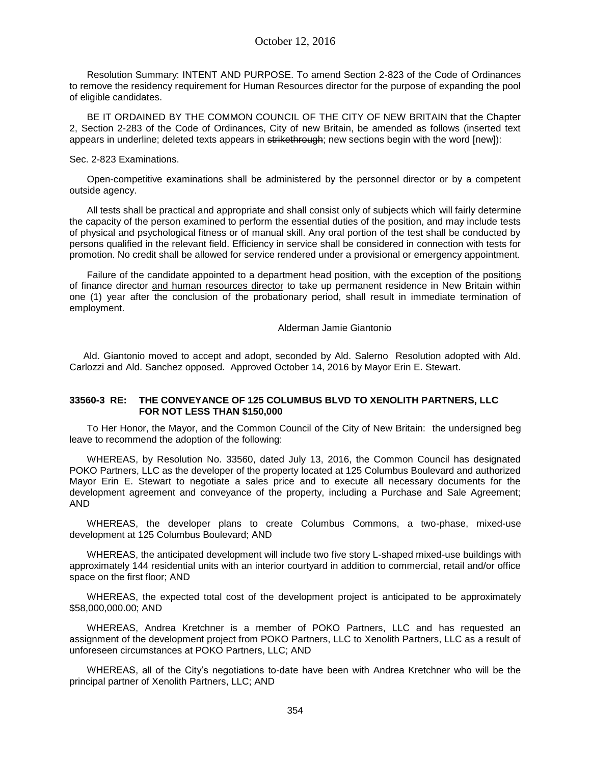Resolution Summary: INTENT AND PURPOSE. To amend Section 2-823 of the Code of Ordinances to remove the residency requirement for Human Resources director for the purpose of expanding the pool of eligible candidates.

BE IT ORDAINED BY THE COMMON COUNCIL OF THE CITY OF NEW BRITAIN that the Chapter 2, Section 2-283 of the Code of Ordinances, City of new Britain, be amended as follows (inserted text appears in underline; deleted texts appears in ~~strikethrough~~; new sections begin with the word [new]):

Sec. 2-823 Examinations.

Open-competitive examinations shall be administered by the personnel director or by a competent outside agency.

All tests shall be practical and appropriate and shall consist only of subjects which will fairly determine the capacity of the person examined to perform the essential duties of the position, and may include tests of physical and psychological fitness or of manual skill. Any oral portion of the test shall be conducted by persons qualified in the relevant field. Efficiency in service shall be considered in connection with tests for promotion. No credit shall be allowed for service rendered under a provisional or emergency appointment.

Failure of the candidate appointed to a department head position, with the exception of the position<u>s</u> of finance director <u>and human resources director</u> to take up permanent residence in New Britain within one (1) year after the conclusion of the probationary period, shall result in immediate termination of employment.

Alderman Jamie Giantonio

Ald. Giantonio moved to accept and adopt, seconded by Ald. Salerno Resolution adopted with Ald. Carlozzi and Ald. Sanchez opposed. Approved October 14, 2016 by Mayor Erin E. Stewart.

**33560-3 RE: THE CONVEYANCE OF 125 COLUMBUS BLVD TO XENOLITH PARTNERS, LLC FOR NOT LESS THAN $150,000**

To Her Honor, the Mayor, and the Common Council of the City of New Britain: the undersigned beg leave to recommend the adoption of the following:

WHEREAS, by Resolution No. 33560, dated July 13, 2016, the Common Council has designated POKO Partners, LLC as the developer of the property located at 125 Columbus Boulevard and authorized Mayor Erin E. Stewart to negotiate a sales price and to execute all necessary documents for the development agreement and conveyance of the property, including a Purchase and Sale Agreement; AND

WHEREAS, the developer plans to create Columbus Commons, a two-phase, mixed-use development at 125 Columbus Boulevard; AND

WHEREAS, the anticipated development will include two five story L-shaped mixed-use buildings with approximately 144 residential units with an interior courtyard in addition to commercial, retail and/or office space on the first floor; AND

WHEREAS, the expected total cost of the development project is anticipated to be approximately $58,000,000.00; AND

WHEREAS, Andrea Kretchner is a member of POKO Partners, LLC and has requested an assignment of the development project from POKO Partners, LLC to Xenolith Partners, LLC as a result of unforeseen circumstances at POKO Partners, LLC; AND

WHEREAS, all of the City's negotiations to-date have been with Andrea Kretchner who will be the principal partner of Xenolith Partners, LLC; AND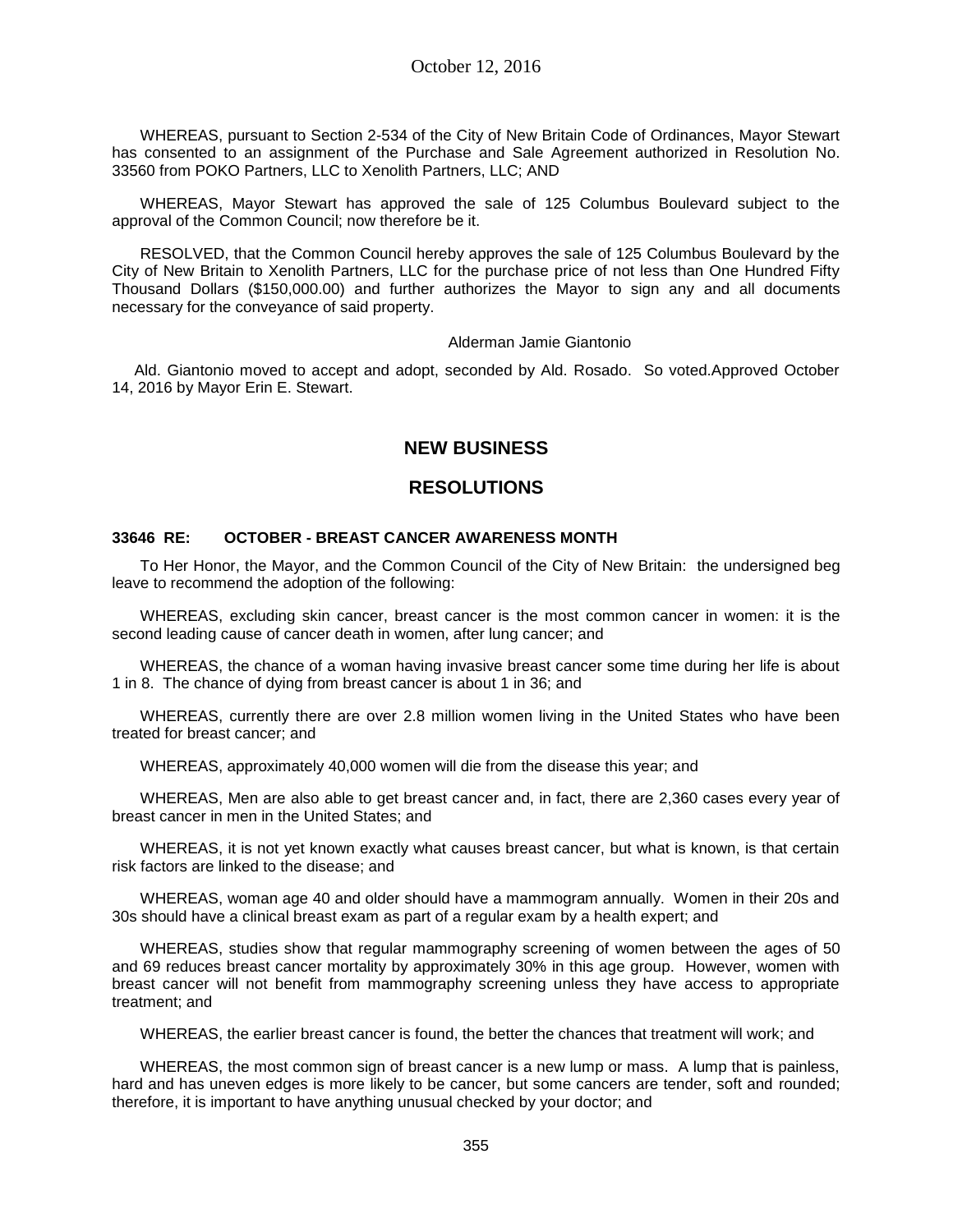WHEREAS, pursuant to Section 2-534 of the City of New Britain Code of Ordinances, Mayor Stewart has consented to an assignment of the Purchase and Sale Agreement authorized in Resolution No. 33560 from POKO Partners, LLC to Xenolith Partners, LLC; AND

WHEREAS, Mayor Stewart has approved the sale of 125 Columbus Boulevard subject to the approval of the Common Council; now therefore be it.

RESOLVED, that the Common Council hereby approves the sale of 125 Columbus Boulevard by the City of New Britain to Xenolith Partners, LLC for the purchase price of not less than One Hundred Fifty Thousand Dollars ($150,000.00) and further authorizes the Mayor to sign any and all documents necessary for the conveyance of said property.

Alderman Jamie Giantonio

Ald. Giantonio moved to accept and adopt, seconded by Ald. Rosado. So voted.Approved October 14, 2016 by Mayor Erin E. Stewart.

## NEW BUSINESS

## RESOLUTIONS

**33646 RE: OCTOBER - BREAST CANCER AWARENESS MONTH**

To Her Honor, the Mayor, and the Common Council of the City of New Britain: the undersigned beg leave to recommend the adoption of the following:

WHEREAS, excluding skin cancer, breast cancer is the most common cancer in women: it is the second leading cause of cancer death in women, after lung cancer; and

WHEREAS, the chance of a woman having invasive breast cancer some time during her life is about 1 in 8. The chance of dying from breast cancer is about 1 in 36; and

WHEREAS, currently there are over 2.8 million women living in the United States who have been treated for breast cancer; and

WHEREAS, approximately 40,000 women will die from the disease this year; and

WHEREAS, Men are also able to get breast cancer and, in fact, there are 2,360 cases every year of breast cancer in men in the United States; and

WHEREAS, it is not yet known exactly what causes breast cancer, but what is known, is that certain risk factors are linked to the disease; and

WHEREAS, woman age 40 and older should have a mammogram annually. Women in their 20s and 30s should have a clinical breast exam as part of a regular exam by a health expert; and

WHEREAS, studies show that regular mammography screening of women between the ages of 50 and 69 reduces breast cancer mortality by approximately 30% in this age group. However, women with breast cancer will not benefit from mammography screening unless they have access to appropriate treatment; and

WHEREAS, the earlier breast cancer is found, the better the chances that treatment will work; and

WHEREAS, the most common sign of breast cancer is a new lump or mass. A lump that is painless, hard and has uneven edges is more likely to be cancer, but some cancers are tender, soft and rounded; therefore, it is important to have anything unusual checked by your doctor; and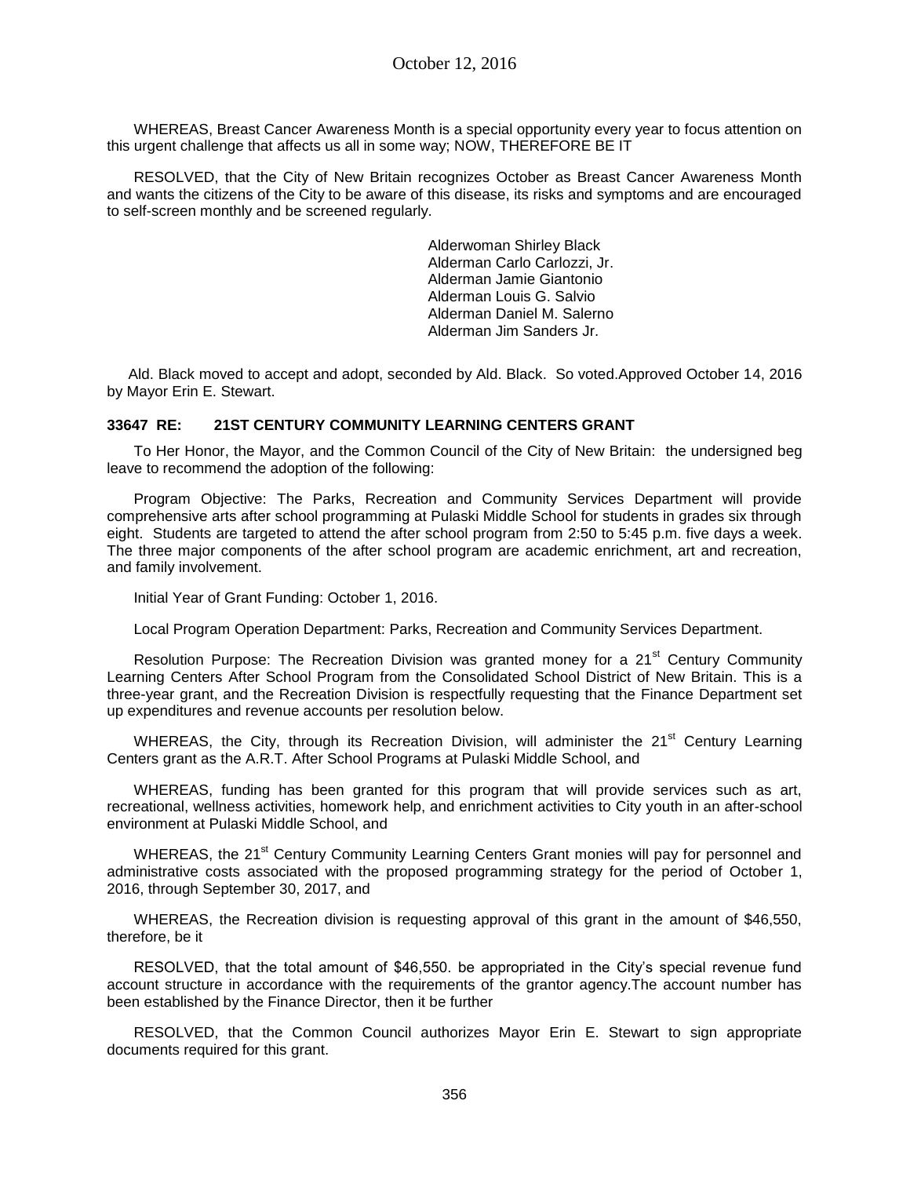WHEREAS, Breast Cancer Awareness Month is a special opportunity every year to focus attention on this urgent challenge that affects us all in some way; NOW, THEREFORE BE IT

RESOLVED, that the City of New Britain recognizes October as Breast Cancer Awareness Month and wants the citizens of the City to be aware of this disease, its risks and symptoms and are encouraged to self-screen monthly and be screened regularly.

Alderwoman Shirley Black
Alderman Carlo Carlozzi, Jr.
Alderman Jamie Giantonio
Alderman Louis G. Salvio
Alderman Daniel M. Salerno
Alderman Jim Sanders Jr.

Ald. Black moved to accept and adopt, seconded by Ald. Black. So voted.Approved October 14, 2016 by Mayor Erin E. Stewart.

**33647 RE: 21ST CENTURY COMMUNITY LEARNING CENTERS GRANT**

To Her Honor, the Mayor, and the Common Council of the City of New Britain: the undersigned beg leave to recommend the adoption of the following:

Program Objective: The Parks, Recreation and Community Services Department will provide comprehensive arts after school programming at Pulaski Middle School for students in grades six through eight. Students are targeted to attend the after school program from 2:50 to 5:45 p.m. five days a week. The three major components of the after school program are academic enrichment, art and recreation, and family involvement.

Initial Year of Grant Funding: October 1, 2016.

Local Program Operation Department: Parks, Recreation and Community Services Department.

Resolution Purpose: The Recreation Division was granted money for a 21st Century Community Learning Centers After School Program from the Consolidated School District of New Britain. This is a three-year grant, and the Recreation Division is respectfully requesting that the Finance Department set up expenditures and revenue accounts per resolution below.

WHEREAS, the City, through its Recreation Division, will administer the 21st Century Learning Centers grant as the A.R.T. After School Programs at Pulaski Middle School, and

WHEREAS, funding has been granted for this program that will provide services such as art, recreational, wellness activities, homework help, and enrichment activities to City youth in an after-school environment at Pulaski Middle School, and

WHEREAS, the 21st Century Community Learning Centers Grant monies will pay for personnel and administrative costs associated with the proposed programming strategy for the period of October 1, 2016, through September 30, 2017, and

WHEREAS, the Recreation division is requesting approval of this grant in the amount of $46,550, therefore, be it

RESOLVED, that the total amount of $46,550. be appropriated in the City's special revenue fund account structure in accordance with the requirements of the grantor agency.The account number has been established by the Finance Director, then it be further

RESOLVED, that the Common Council authorizes Mayor Erin E. Stewart to sign appropriate documents required for this grant.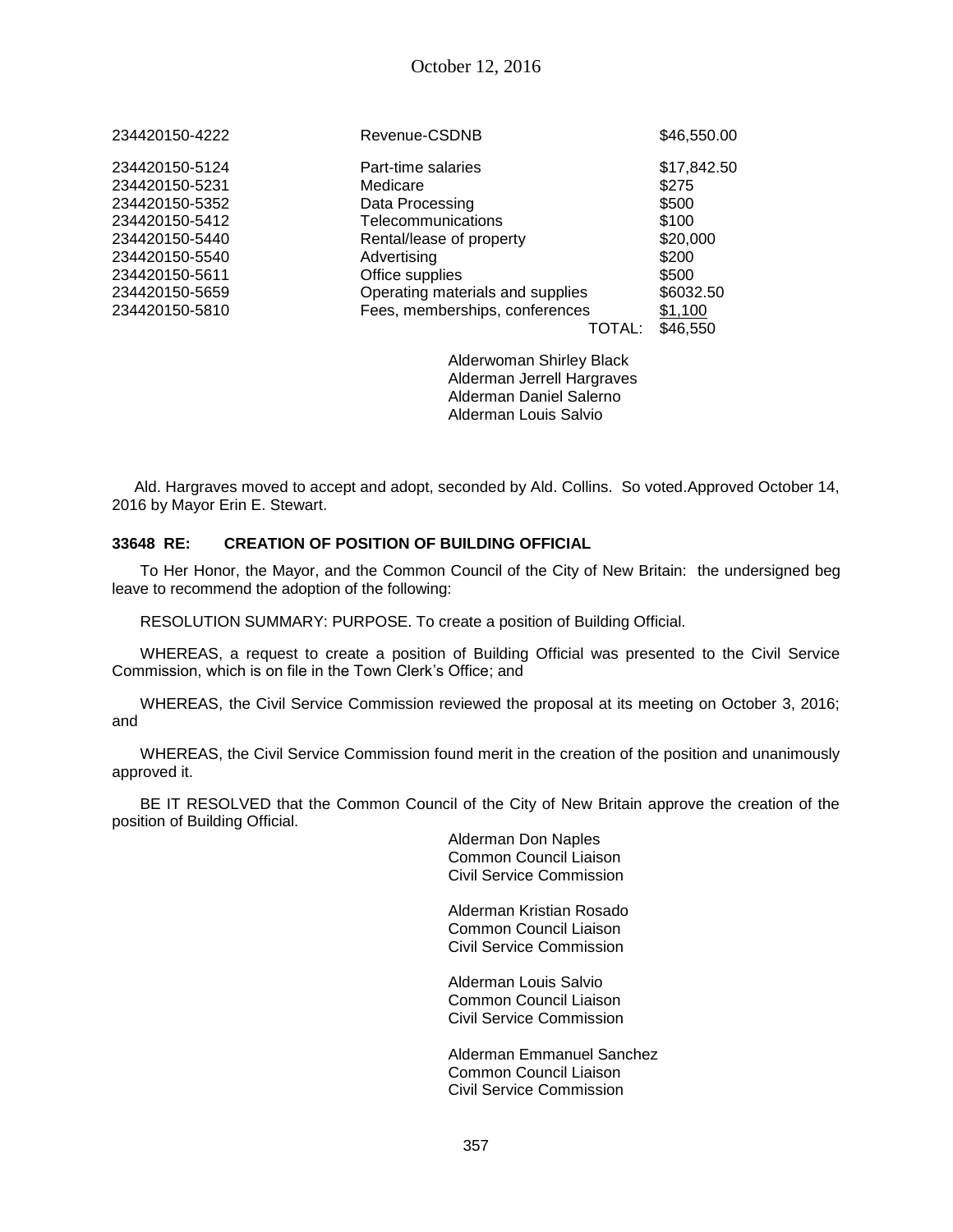| | | |
|---|---|---|
| 234420150-4222 | Revenue-CSDNB | \$46,550.00 |
| 234420150-5124 | Part-time salaries | \$17,842.50 |
| 234420150-5231 | Medicare | \$275 |
| 234420150-5352 | Data Processing | \$500 |
| 234420150-5412 | Telecommunications | \$100 |
| 234420150-5440 | Rental/lease of property | \$20,000 |
| 234420150-5540 | Advertising | \$200 |
| 234420150-5611 | Office supplies | \$500 |
| 234420150-5659 | Operating materials and supplies | \$6032.50 |
| 234420150-5810 | Fees, memberships, conferences | \$1,100 |
| | TOTAL: | \$46,550 |

Alderwoman Shirley Black
Alderman Jerrell Hargraves
Alderman Daniel Salerno
Alderman Louis Salvio

Ald. Hargraves moved to accept and adopt, seconded by Ald. Collins. So voted.Approved October 14, 2016 by Mayor Erin E. Stewart.

**33648 RE: CREATION OF POSITION OF BUILDING OFFICIAL**

To Her Honor, the Mayor, and the Common Council of the City of New Britain: the undersigned beg leave to recommend the adoption of the following:

RESOLUTION SUMMARY: PURPOSE. To create a position of Building Official.

WHEREAS, a request to create a position of Building Official was presented to the Civil Service Commission, which is on file in the Town Clerk's Office; and

WHEREAS, the Civil Service Commission reviewed the proposal at its meeting on October 3, 2016; and

WHEREAS, the Civil Service Commission found merit in the creation of the position and unanimously approved it.

BE IT RESOLVED that the Common Council of the City of New Britain approve the creation of the position of Building Official.

Alderman Don Naples
Common Council Liaison
Civil Service Commission

Alderman Kristian Rosado
Common Council Liaison
Civil Service Commission

Alderman Louis Salvio
Common Council Liaison
Civil Service Commission

Alderman Emmanuel Sanchez
Common Council Liaison
Civil Service Commission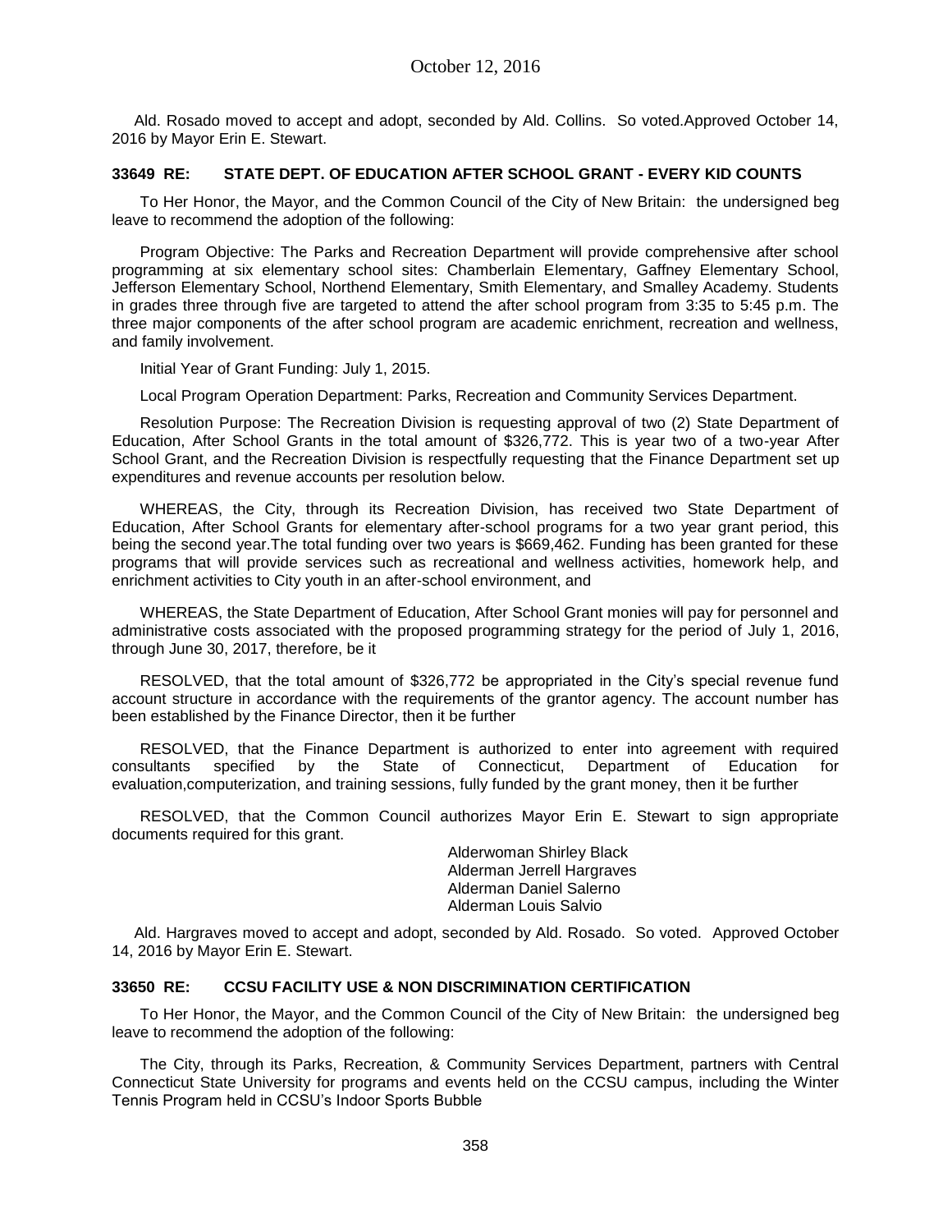Ald. Rosado moved to accept and adopt, seconded by Ald. Collins. So voted.Approved October 14, 2016 by Mayor Erin E. Stewart.

### 33649 RE: STATE DEPT. OF EDUCATION AFTER SCHOOL GRANT - EVERY KID COUNTS

To Her Honor, the Mayor, and the Common Council of the City of New Britain: the undersigned beg leave to recommend the adoption of the following:

Program Objective: The Parks and Recreation Department will provide comprehensive after school programming at six elementary school sites: Chamberlain Elementary, Gaffney Elementary School, Jefferson Elementary School, Northend Elementary, Smith Elementary, and Smalley Academy. Students in grades three through five are targeted to attend the after school program from 3:35 to 5:45 p.m. The three major components of the after school program are academic enrichment, recreation and wellness, and family involvement.

Initial Year of Grant Funding: July 1, 2015.

Local Program Operation Department: Parks, Recreation and Community Services Department.

Resolution Purpose: The Recreation Division is requesting approval of two (2) State Department of Education, After School Grants in the total amount of $326,772. This is year two of a two-year After School Grant, and the Recreation Division is respectfully requesting that the Finance Department set up expenditures and revenue accounts per resolution below.

WHEREAS, the City, through its Recreation Division, has received two State Department of Education, After School Grants for elementary after-school programs for a two year grant period, this being the second year.The total funding over two years is $669,462. Funding has been granted for these programs that will provide services such as recreational and wellness activities, homework help, and enrichment activities to City youth in an after-school environment, and

WHEREAS, the State Department of Education, After School Grant monies will pay for personnel and administrative costs associated with the proposed programming strategy for the period of July 1, 2016, through June 30, 2017, therefore, be it

RESOLVED, that the total amount of $326,772 be appropriated in the City's special revenue fund account structure in accordance with the requirements of the grantor agency. The account number has been established by the Finance Director, then it be further

RESOLVED, that the Finance Department is authorized to enter into agreement with required consultants specified by the State of Connecticut, Department of Education for evaluation,computerization, and training sessions, fully funded by the grant money, then it be further

RESOLVED, that the Common Council authorizes Mayor Erin E. Stewart to sign appropriate documents required for this grant.

Alderwoman Shirley Black
Alderman Jerrell Hargraves
Alderman Daniel Salerno
Alderman Louis Salvio

Ald. Hargraves moved to accept and adopt, seconded by Ald. Rosado. So voted. Approved October 14, 2016 by Mayor Erin E. Stewart.

### 33650 RE: CCSU FACILITY USE & NON DISCRIMINATION CERTIFICATION

To Her Honor, the Mayor, and the Common Council of the City of New Britain: the undersigned beg leave to recommend the adoption of the following:

The City, through its Parks, Recreation, & Community Services Department, partners with Central Connecticut State University for programs and events held on the CCSU campus, including the Winter Tennis Program held in CCSU's Indoor Sports Bubble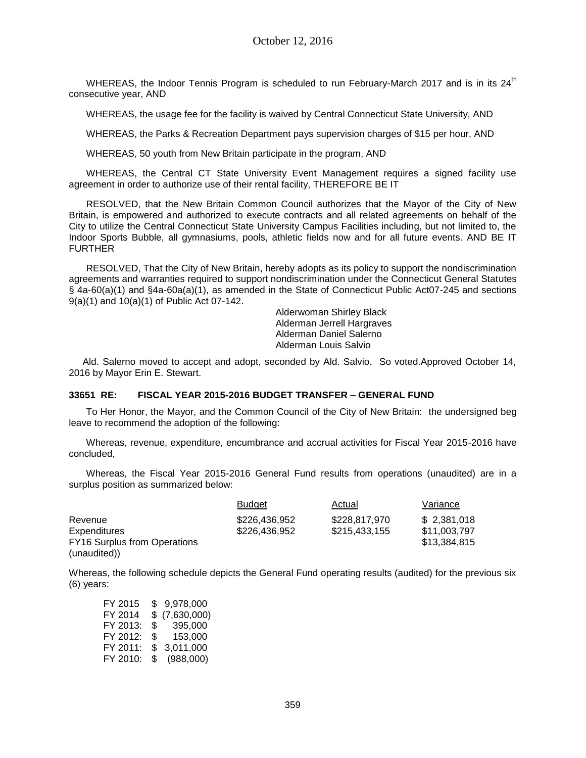October 12, 2016

WHEREAS, the Indoor Tennis Program is scheduled to run February-March 2017 and is in its 24th consecutive year, AND

WHEREAS, the usage fee for the facility is waived by Central Connecticut State University, AND

WHEREAS, the Parks & Recreation Department pays supervision charges of $15 per hour, AND

WHEREAS, 50 youth from New Britain participate in the program, AND

WHEREAS, the Central CT State University Event Management requires a signed facility use agreement in order to authorize use of their rental facility, THEREFORE BE IT

RESOLVED, that the New Britain Common Council authorizes that the Mayor of the City of New Britain, is empowered and authorized to execute contracts and all related agreements on behalf of the City to utilize the Central Connecticut State University Campus Facilities including, but not limited to, the Indoor Sports Bubble, all gymnasiums, pools, athletic fields now and for all future events. AND BE IT FURTHER

RESOLVED, That the City of New Britain, hereby adopts as its policy to support the nondiscrimination agreements and warranties required to support nondiscrimination under the Connecticut General Statutes § 4a-60(a)(1) and §4a-60a(a)(1), as amended in the State of Connecticut Public Act07-245 and sections 9(a)(1) and 10(a)(1) of Public Act 07-142.

Alderwoman Shirley Black
Alderman Jerrell Hargraves
Alderman Daniel Salerno
Alderman Louis Salvio

Ald. Salerno moved to accept and adopt, seconded by Ald. Salvio. So voted.Approved October 14, 2016 by Mayor Erin E. Stewart.

**33651 RE: FISCAL YEAR 2015-2016 BUDGET TRANSFER – GENERAL FUND**

To Her Honor, the Mayor, and the Common Council of the City of New Britain: the undersigned beg leave to recommend the adoption of the following:

Whereas, revenue, expenditure, encumbrance and accrual activities for Fiscal Year 2015-2016 have concluded,

Whereas, the Fiscal Year 2015-2016 General Fund results from operations (unaudited) are in a surplus position as summarized below:

| | Budget | Actual | Variance |
|---|---|---|---|
| Revenue | $226,436,952 | $228,817,970 | $ 2,381,018 |
| Expenditures | $226,436,952 | $215,433,155 | $11,003,797 |
| FY16 Surplus from Operations (unaudited)) | | | $13,384,815 |

Whereas, the following schedule depicts the General Fund operating results (audited) for the previous six (6) years:

| | |
|---|---|
| FY 2015 | $ 9,978,000 |
| FY 2014 | $ (7,630,000) |
| FY 2013: | $ 395,000 |
| FY 2012: | $ 153,000 |
| FY 2011: | $ 3,011,000 |
| FY 2010: | $ (988,000) |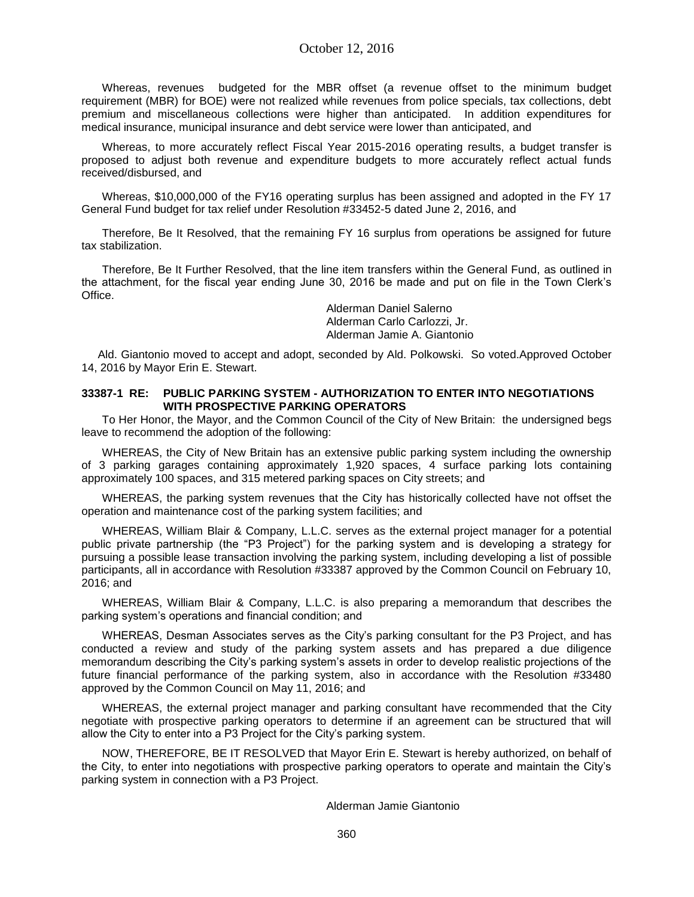Whereas, revenues budgeted for the MBR offset (a revenue offset to the minimum budget requirement (MBR) for BOE) were not realized while revenues from police specials, tax collections, debt premium and miscellaneous collections were higher than anticipated. In addition expenditures for medical insurance, municipal insurance and debt service were lower than anticipated, and

Whereas, to more accurately reflect Fiscal Year 2015-2016 operating results, a budget transfer is proposed to adjust both revenue and expenditure budgets to more accurately reflect actual funds received/disbursed, and

Whereas, $10,000,000 of the FY16 operating surplus has been assigned and adopted in the FY 17 General Fund budget for tax relief under Resolution #33452-5 dated June 2, 2016, and

Therefore, Be It Resolved, that the remaining FY 16 surplus from operations be assigned for future tax stabilization.

Therefore, Be It Further Resolved, that the line item transfers within the General Fund, as outlined in the attachment, for the fiscal year ending June 30, 2016 be made and put on file in the Town Clerk's Office.

Alderman Daniel Salerno
Alderman Carlo Carlozzi, Jr.
Alderman Jamie A. Giantonio

Ald. Giantonio moved to accept and adopt, seconded by Ald. Polkowski. So voted.Approved October 14, 2016 by Mayor Erin E. Stewart.

**33387-1 RE: PUBLIC PARKING SYSTEM - AUTHORIZATION TO ENTER INTO NEGOTIATIONS WITH PROSPECTIVE PARKING OPERATORS**

To Her Honor, the Mayor, and the Common Council of the City of New Britain: the undersigned begs leave to recommend the adoption of the following:

WHEREAS, the City of New Britain has an extensive public parking system including the ownership of 3 parking garages containing approximately 1,920 spaces, 4 surface parking lots containing approximately 100 spaces, and 315 metered parking spaces on City streets; and

WHEREAS, the parking system revenues that the City has historically collected have not offset the operation and maintenance cost of the parking system facilities; and

WHEREAS, William Blair & Company, L.L.C. serves as the external project manager for a potential public private partnership (the "P3 Project") for the parking system and is developing a strategy for pursuing a possible lease transaction involving the parking system, including developing a list of possible participants, all in accordance with Resolution #33387 approved by the Common Council on February 10, 2016; and

WHEREAS, William Blair & Company, L.L.C. is also preparing a memorandum that describes the parking system's operations and financial condition; and

WHEREAS, Desman Associates serves as the City's parking consultant for the P3 Project, and has conducted a review and study of the parking system assets and has prepared a due diligence memorandum describing the City's parking system's assets in order to develop realistic projections of the future financial performance of the parking system, also in accordance with the Resolution #33480 approved by the Common Council on May 11, 2016; and

WHEREAS, the external project manager and parking consultant have recommended that the City negotiate with prospective parking operators to determine if an agreement can be structured that will allow the City to enter into a P3 Project for the City's parking system.

NOW, THEREFORE, BE IT RESOLVED that Mayor Erin E. Stewart is hereby authorized, on behalf of the City, to enter into negotiations with prospective parking operators to operate and maintain the City's parking system in connection with a P3 Project.

Alderman Jamie Giantonio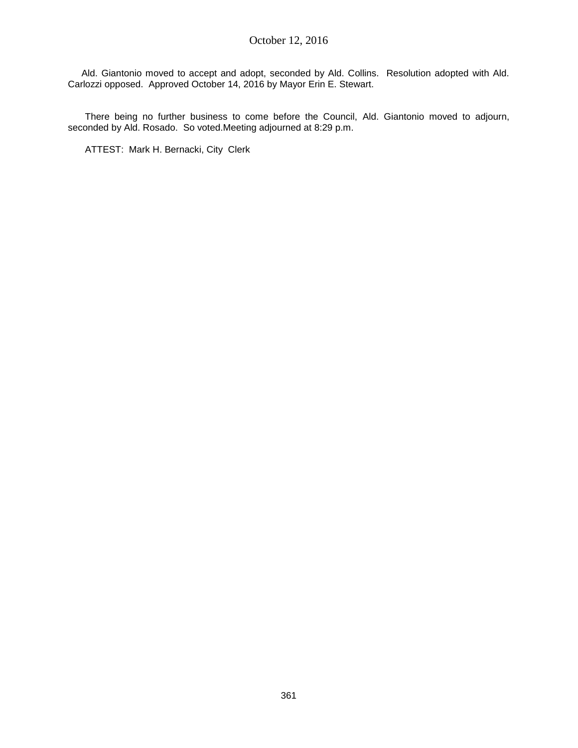Ald. Giantonio moved to accept and adopt, seconded by Ald. Collins. Resolution adopted with Ald. Carlozzi opposed. Approved October 14, 2016 by Mayor Erin E. Stewart.

There being no further business to come before the Council, Ald. Giantonio moved to adjourn, seconded by Ald. Rosado. So voted.Meeting adjourned at 8:29 p.m.

ATTEST: Mark H. Bernacki, City Clerk